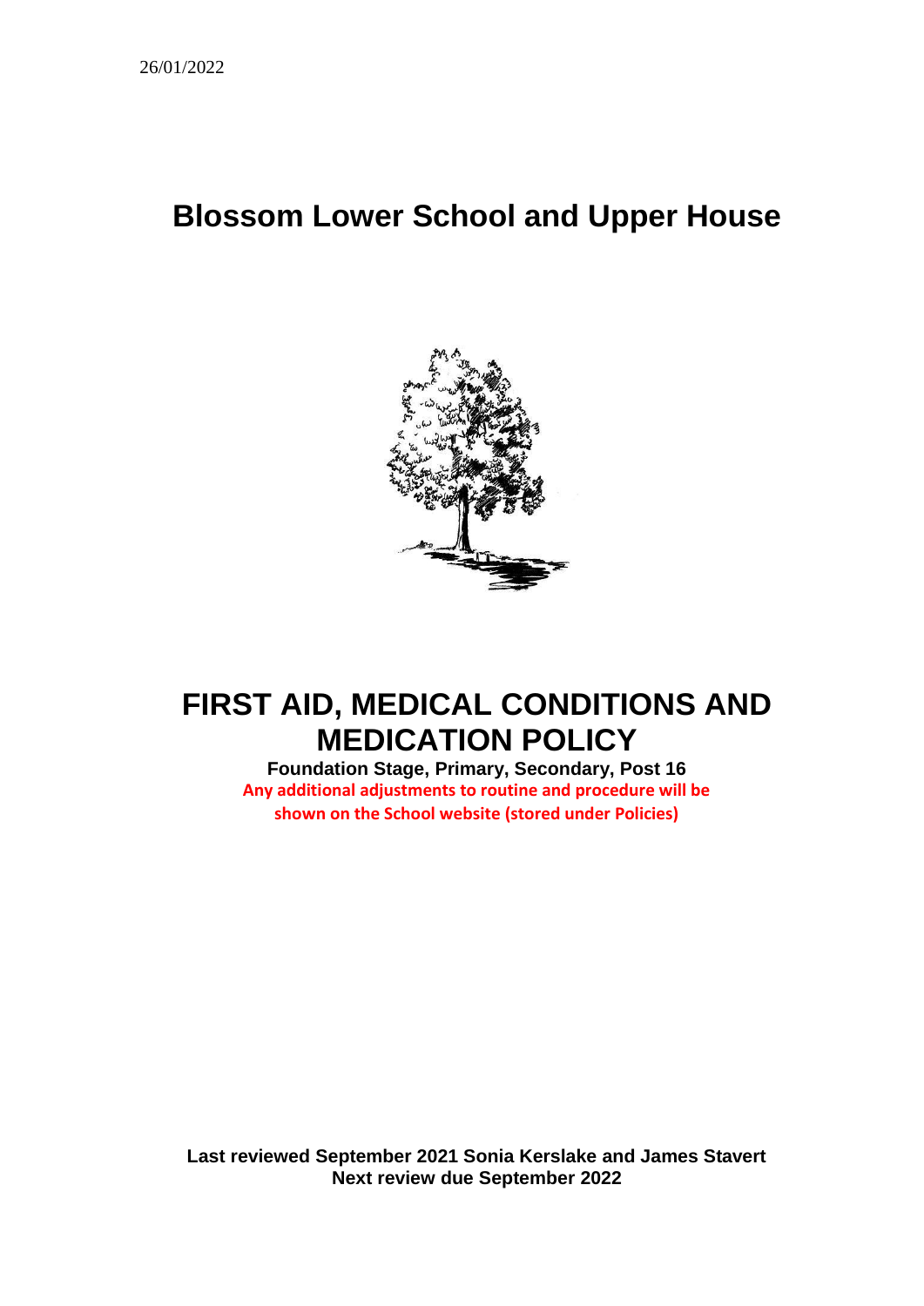26/01/2022

# Blossom Lower School and Upper House

# FIRST AID, MEDICAL CONDITIONS AND MEDICATION POLICY

**Foundation Stage, Primary, Secondary, Post 16**

**Any additional adjustments to routine and procedure will be shown on the School website (stored under Policies)**

**Last reviewed September 2021 Sonia Kerslake and James Stavert**
**Next review due September 2022**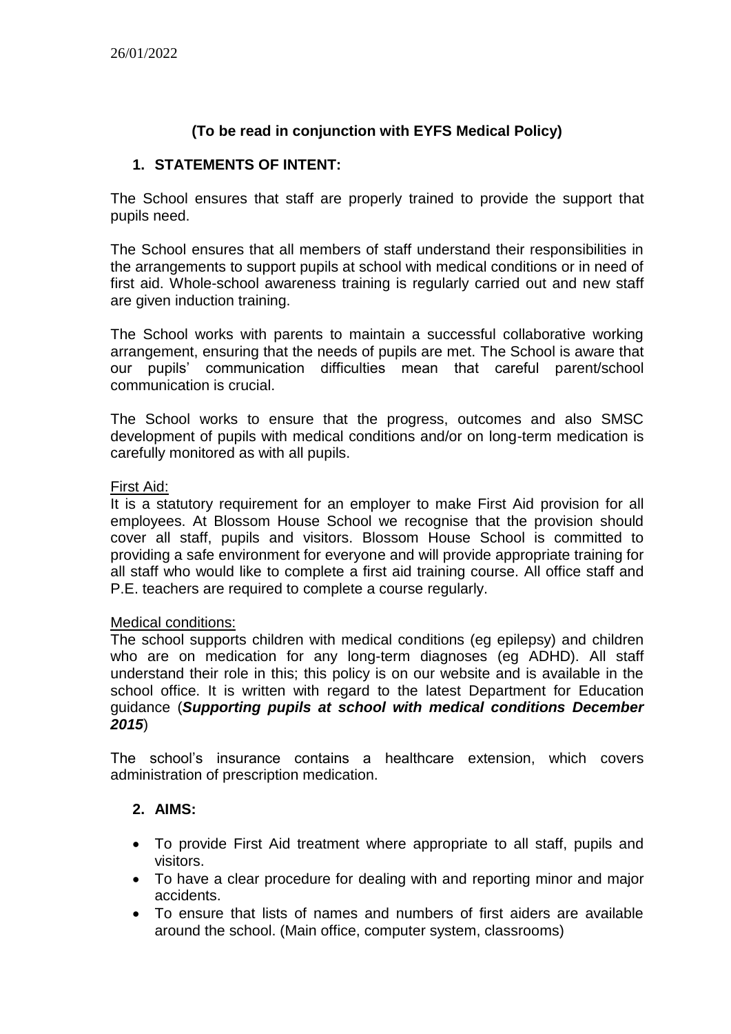26/01/2022

**(To be read in conjunction with EYFS Medical Policy)**

## 1. STATEMENTS OF INTENT:

The School ensures that staff are properly trained to provide the support that pupils need.

The School ensures that all members of staff understand their responsibilities in the arrangements to support pupils at school with medical conditions or in need of first aid. Whole-school awareness training is regularly carried out and new staff are given induction training.

The School works with parents to maintain a successful collaborative working arrangement, ensuring that the needs of pupils are met. The School is aware that our pupils' communication difficulties mean that careful parent/school communication is crucial.

The School works to ensure that the progress, outcomes and also SMSC development of pupils with medical conditions and/or on long-term medication is carefully monitored as with all pupils.

First Aid:

It is a statutory requirement for an employer to make First Aid provision for all employees. At Blossom House School we recognise that the provision should cover all staff, pupils and visitors. Blossom House School is committed to providing a safe environment for everyone and will provide appropriate training for all staff who would like to complete a first aid training course. All office staff and P.E. teachers are required to complete a course regularly.

Medical conditions:

The school supports children with medical conditions (eg epilepsy) and children who are on medication for any long-term diagnoses (eg ADHD). All staff understand their role in this; this policy is on our website and is available in the school office. It is written with regard to the latest Department for Education guidance (***Supporting pupils at school with medical conditions December 2015***)

The school's insurance contains a healthcare extension, which covers administration of prescription medication.

## 2. AIMS:

- To provide First Aid treatment where appropriate to all staff, pupils and visitors.
- To have a clear procedure for dealing with and reporting minor and major accidents.
- To ensure that lists of names and numbers of first aiders are available around the school. (Main office, computer system, classrooms)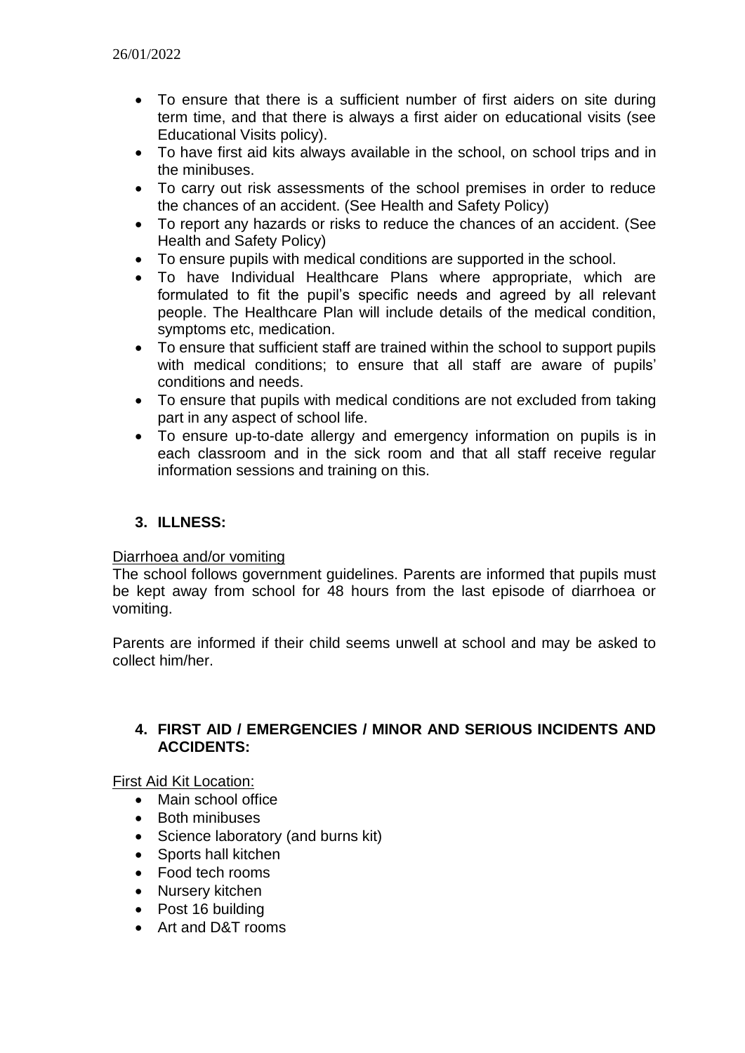- To ensure that there is a sufficient number of first aiders on site during term time, and that there is always a first aider on educational visits (see Educational Visits policy).
- To have first aid kits always available in the school, on school trips and in the minibuses.
- To carry out risk assessments of the school premises in order to reduce the chances of an accident. (See Health and Safety Policy)
- To report any hazards or risks to reduce the chances of an accident. (See Health and Safety Policy)
- To ensure pupils with medical conditions are supported in the school.
- To have Individual Healthcare Plans where appropriate, which are formulated to fit the pupil's specific needs and agreed by all relevant people. The Healthcare Plan will include details of the medical condition, symptoms etc, medication.
- To ensure that sufficient staff are trained within the school to support pupils with medical conditions; to ensure that all staff are aware of pupils' conditions and needs.
- To ensure that pupils with medical conditions are not excluded from taking part in any aspect of school life.
- To ensure up-to-date allergy and emergency information on pupils is in each classroom and in the sick room and that all staff receive regular information sessions and training on this.

## 3. ILLNESS:

Diarrhoea and/or vomiting

The school follows government guidelines. Parents are informed that pupils must be kept away from school for 48 hours from the last episode of diarrhoea or vomiting.

Parents are informed if their child seems unwell at school and may be asked to collect him/her.

## 4. FIRST AID / EMERGENCIES / MINOR AND SERIOUS INCIDENTS AND ACCIDENTS:

First Aid Kit Location:

- Main school office
- Both minibuses
- Science laboratory (and burns kit)
- Sports hall kitchen
- Food tech rooms
- Nursery kitchen
- Post 16 building
- Art and D&T rooms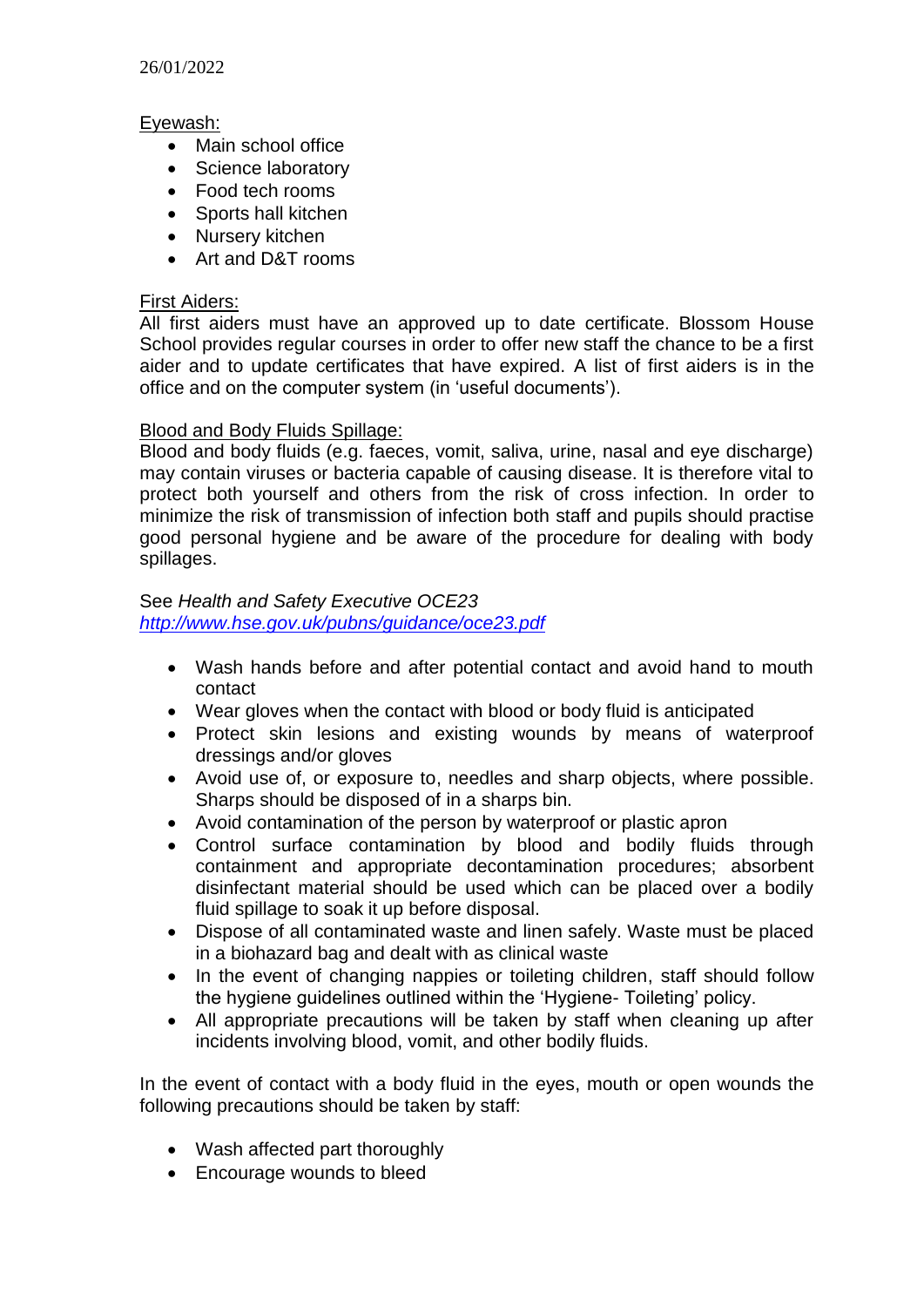26/01/2022

Eyewash:

- Main school office
- Science laboratory
- Food tech rooms
- Sports hall kitchen
- Nursery kitchen
- Art and D&T rooms

First Aiders:

All first aiders must have an approved up to date certificate. Blossom House School provides regular courses in order to offer new staff the chance to be a first aider and to update certificates that have expired. A list of first aiders is in the office and on the computer system (in 'useful documents').

Blood and Body Fluids Spillage:

Blood and body fluids (e.g. faeces, vomit, saliva, urine, nasal and eye discharge) may contain viruses or bacteria capable of causing disease. It is therefore vital to protect both yourself and others from the risk of cross infection. In order to minimize the risk of transmission of infection both staff and pupils should practise good personal hygiene and be aware of the procedure for dealing with body spillages.

See *Health and Safety Executive OCE23*
*http://www.hse.gov.uk/pubns/guidance/oce23.pdf*

- Wash hands before and after potential contact and avoid hand to mouth contact
- Wear gloves when the contact with blood or body fluid is anticipated
- Protect skin lesions and existing wounds by means of waterproof dressings and/or gloves
- Avoid use of, or exposure to, needles and sharp objects, where possible. Sharps should be disposed of in a sharps bin.
- Avoid contamination of the person by waterproof or plastic apron
- Control surface contamination by blood and bodily fluids through containment and appropriate decontamination procedures; absorbent disinfectant material should be used which can be placed over a bodily fluid spillage to soak it up before disposal.
- Dispose of all contaminated waste and linen safely. Waste must be placed in a biohazard bag and dealt with as clinical waste
- In the event of changing nappies or toileting children, staff should follow the hygiene guidelines outlined within the 'Hygiene- Toileting' policy.
- All appropriate precautions will be taken by staff when cleaning up after incidents involving blood, vomit, and other bodily fluids.

In the event of contact with a body fluid in the eyes, mouth or open wounds the following precautions should be taken by staff:

- Wash affected part thoroughly
- Encourage wounds to bleed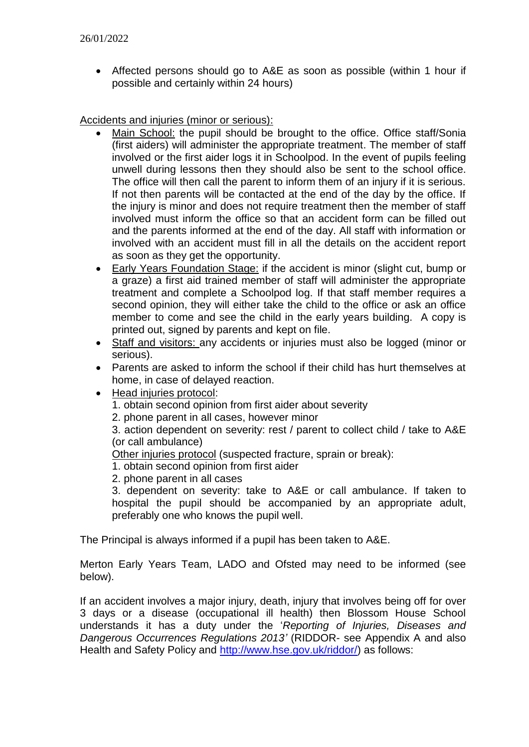26/01/2022

- Affected persons should go to A&E as soon as possible (within 1 hour if possible and certainly within 24 hours)

<u>Accidents and injuries (minor or serious):</u>

- <u>Main School:</u> the pupil should be brought to the office. Office staff/Sonia (first aiders) will administer the appropriate treatment. The member of staff involved or the first aider logs it in Schoolpod. In the event of pupils feeling unwell during lessons then they should also be sent to the school office. The office will then call the parent to inform them of an injury if it is serious. If not then parents will be contacted at the end of the day by the office. If the injury is minor and does not require treatment then the member of staff involved must inform the office so that an accident form can be filled out and the parents informed at the end of the day. All staff with information or involved with an accident must fill in all the details on the accident report as soon as they get the opportunity.
- <u>Early Years Foundation Stage:</u> if the accident is minor (slight cut, bump or a graze) a first aid trained member of staff will administer the appropriate treatment and complete a Schoolpod log. If that staff member requires a second opinion, they will either take the child to the office or ask an office member to come and see the child in the early years building. A copy is printed out, signed by parents and kept on file.
- <u>Staff and visitors:</u> any accidents or injuries must also be logged (minor or serious).
- Parents are asked to inform the school if their child has hurt themselves at home, in case of delayed reaction.
- <u>Head injuries protocol</u>:
  1. obtain second opinion from first aider about severity
  2. phone parent in all cases, however minor
  3. action dependent on severity: rest / parent to collect child / take to A&E (or call ambulance)

  <u>Other injuries protocol</u> (suspected fracture, sprain or break):
  1. obtain second opinion from first aider
  2. phone parent in all cases
  3. dependent on severity: take to A&E or call ambulance. If taken to hospital the pupil should be accompanied by an appropriate adult, preferably one who knows the pupil well.

The Principal is always informed if a pupil has been taken to A&E.

Merton Early Years Team, LADO and Ofsted may need to be informed (see below).

If an accident involves a major injury, death, injury that involves being off for over 3 days or a disease (occupational ill health) then Blossom House School understands it has a duty under the '*Reporting of Injuries, Diseases and Dangerous Occurrences Regulations 2013'* (RIDDOR- see Appendix A and also Health and Safety Policy and http://www.hse.gov.uk/riddor/) as follows: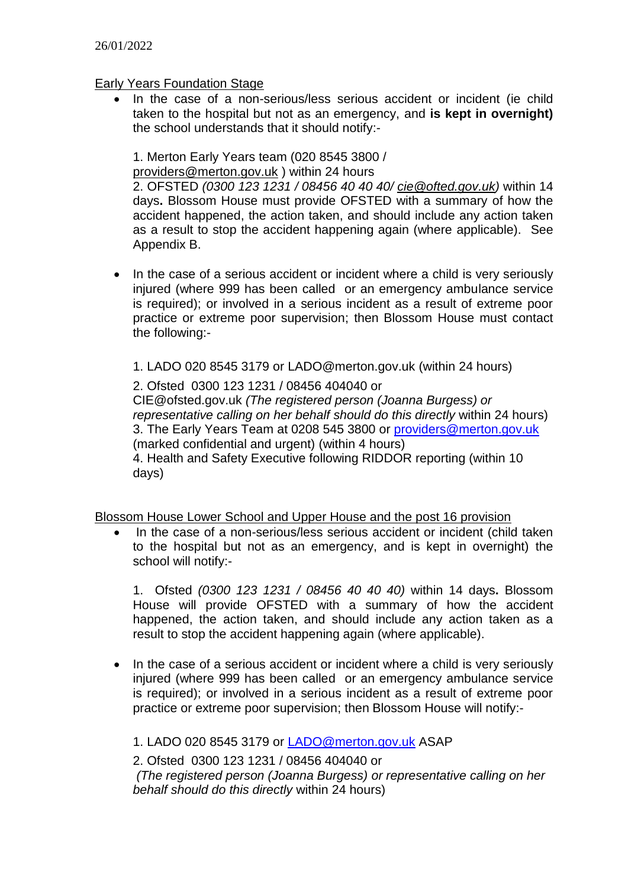26/01/2022

Early Years Foundation Stage

- In the case of a non-serious/less serious accident or incident (ie child taken to the hospital but not as an emergency, and **is kept in overnight)** the school understands that it should notify:-

  1. Merton Early Years team (020 8545 3800 / providers@merton.gov.uk ) within 24 hours
  2. OFSTED *(0300 123 1231 / 08456 40 40 40/ cie@ofted.gov.uk)* within 14 days**.** Blossom House must provide OFSTED with a summary of how the accident happened, the action taken, and should include any action taken as a result to stop the accident happening again (where applicable). See Appendix B.

- In the case of a serious accident or incident where a child is very seriously injured (where 999 has been called or an emergency ambulance service is required); or involved in a serious incident as a result of extreme poor practice or extreme poor supervision; then Blossom House must contact the following:-

  1. LADO 020 8545 3179 or LADO@merton.gov.uk (within 24 hours)
  2. Ofsted 0300 123 1231 / 08456 404040 or CIE@ofsted.gov.uk *(The registered person (Joanna Burgess) or representative calling on her behalf should do this directly* within 24 hours)
  3. The Early Years Team at 0208 545 3800 or providers@merton.gov.uk (marked confidential and urgent) (within 4 hours)
  4. Health and Safety Executive following RIDDOR reporting (within 10 days)

Blossom House Lower School and Upper House and the post 16 provision

- In the case of a non-serious/less serious accident or incident (child taken to the hospital but not as an emergency, and is kept in overnight) the school will notify:-

  1. Ofsted *(0300 123 1231 / 08456 40 40 40)* within 14 days**.** Blossom House will provide OFSTED with a summary of how the accident happened, the action taken, and should include any action taken as a result to stop the accident happening again (where applicable).

- In the case of a serious accident or incident where a child is very seriously injured (where 999 has been called or an emergency ambulance service is required); or involved in a serious incident as a result of extreme poor practice or extreme poor supervision; then Blossom House will notify:-

  1. LADO 020 8545 3179 or LADO@merton.gov.uk ASAP
  2. Ofsted 0300 123 1231 / 08456 404040 or *(The registered person (Joanna Burgess) or representative calling on her behalf should do this directly* within 24 hours)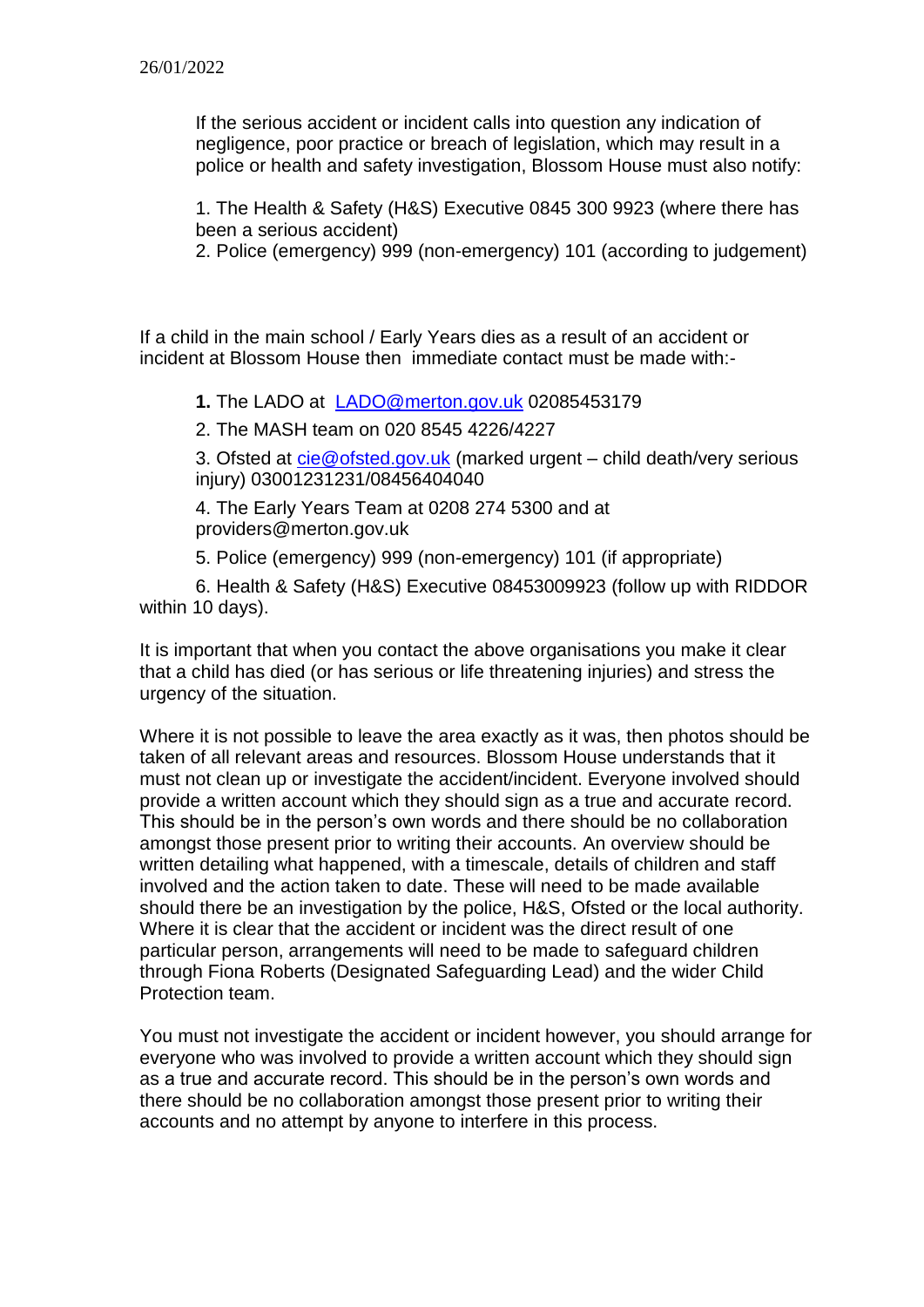If the serious accident or incident calls into question any indication of negligence, poor practice or breach of legislation, which may result in a police or health and safety investigation, Blossom House must also notify:

1. The Health & Safety (H&S) Executive 0845 300 9923 (where there has been a serious accident)
2. Police (emergency) 999 (non-emergency) 101 (according to judgement)

If a child in the main school / Early Years dies as a result of an accident or incident at Blossom House then immediate contact must be made with:-

1. The LADO at LADO@merton.gov.uk 02085453179
2. The MASH team on 020 8545 4226/4227
3. Ofsted at cie@ofsted.gov.uk (marked urgent – child death/very serious injury) 03001231231/08456404040
4. The Early Years Team at 0208 274 5300 and at providers@merton.gov.uk
5. Police (emergency) 999 (non-emergency) 101 (if appropriate)
6. Health & Safety (H&S) Executive 08453009923 (follow up with RIDDOR within 10 days).

It is important that when you contact the above organisations you make it clear that a child has died (or has serious or life threatening injuries) and stress the urgency of the situation.

Where it is not possible to leave the area exactly as it was, then photos should be taken of all relevant areas and resources. Blossom House understands that it must not clean up or investigate the accident/incident. Everyone involved should provide a written account which they should sign as a true and accurate record. This should be in the person's own words and there should be no collaboration amongst those present prior to writing their accounts. An overview should be written detailing what happened, with a timescale, details of children and staff involved and the action taken to date. These will need to be made available should there be an investigation by the police, H&S, Ofsted or the local authority. Where it is clear that the accident or incident was the direct result of one particular person, arrangements will need to be made to safeguard children through Fiona Roberts (Designated Safeguarding Lead) and the wider Child Protection team.

You must not investigate the accident or incident however, you should arrange for everyone who was involved to provide a written account which they should sign as a true and accurate record. This should be in the person's own words and there should be no collaboration amongst those present prior to writing their accounts and no attempt by anyone to interfere in this process.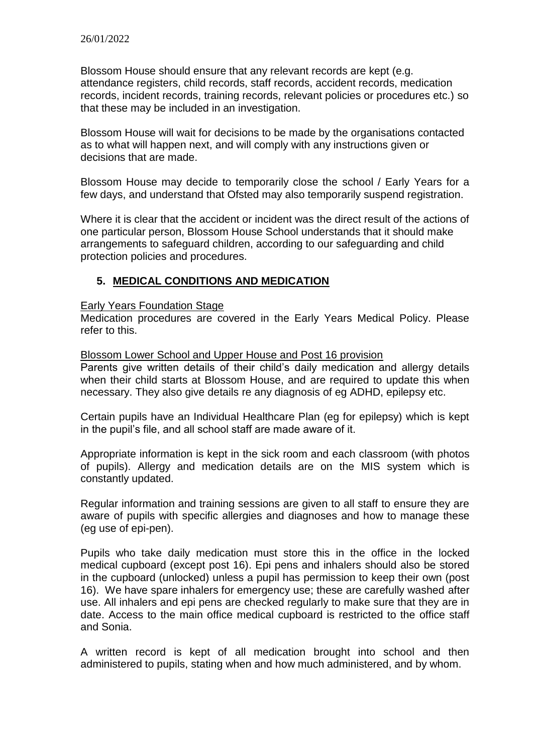26/01/2022

Blossom House should ensure that any relevant records are kept (e.g. attendance registers, child records, staff records, accident records, medication records, incident records, training records, relevant policies or procedures etc.) so that these may be included in an investigation.

Blossom House will wait for decisions to be made by the organisations contacted as to what will happen next, and will comply with any instructions given or decisions that are made.

Blossom House may decide to temporarily close the school / Early Years for a few days, and understand that Ofsted may also temporarily suspend registration.

Where it is clear that the accident or incident was the direct result of the actions of one particular person, Blossom House School understands that it should make arrangements to safeguard children, according to our safeguarding and child protection policies and procedures.

## 5. MEDICAL CONDITIONS AND MEDICATION

Early Years Foundation Stage

Medication procedures are covered in the Early Years Medical Policy. Please refer to this.

Blossom Lower School and Upper House and Post 16 provision

Parents give written details of their child's daily medication and allergy details when their child starts at Blossom House, and are required to update this when necessary. They also give details re any diagnosis of eg ADHD, epilepsy etc.

Certain pupils have an Individual Healthcare Plan (eg for epilepsy) which is kept in the pupil's file, and all school staff are made aware of it.

Appropriate information is kept in the sick room and each classroom (with photos of pupils). Allergy and medication details are on the MIS system which is constantly updated.

Regular information and training sessions are given to all staff to ensure they are aware of pupils with specific allergies and diagnoses and how to manage these (eg use of epi-pen).

Pupils who take daily medication must store this in the office in the locked medical cupboard (except post 16). Epi pens and inhalers should also be stored in the cupboard (unlocked) unless a pupil has permission to keep their own (post 16). We have spare inhalers for emergency use; these are carefully washed after use. All inhalers and epi pens are checked regularly to make sure that they are in date. Access to the main office medical cupboard is restricted to the office staff and Sonia.

A written record is kept of all medication brought into school and then administered to pupils, stating when and how much administered, and by whom.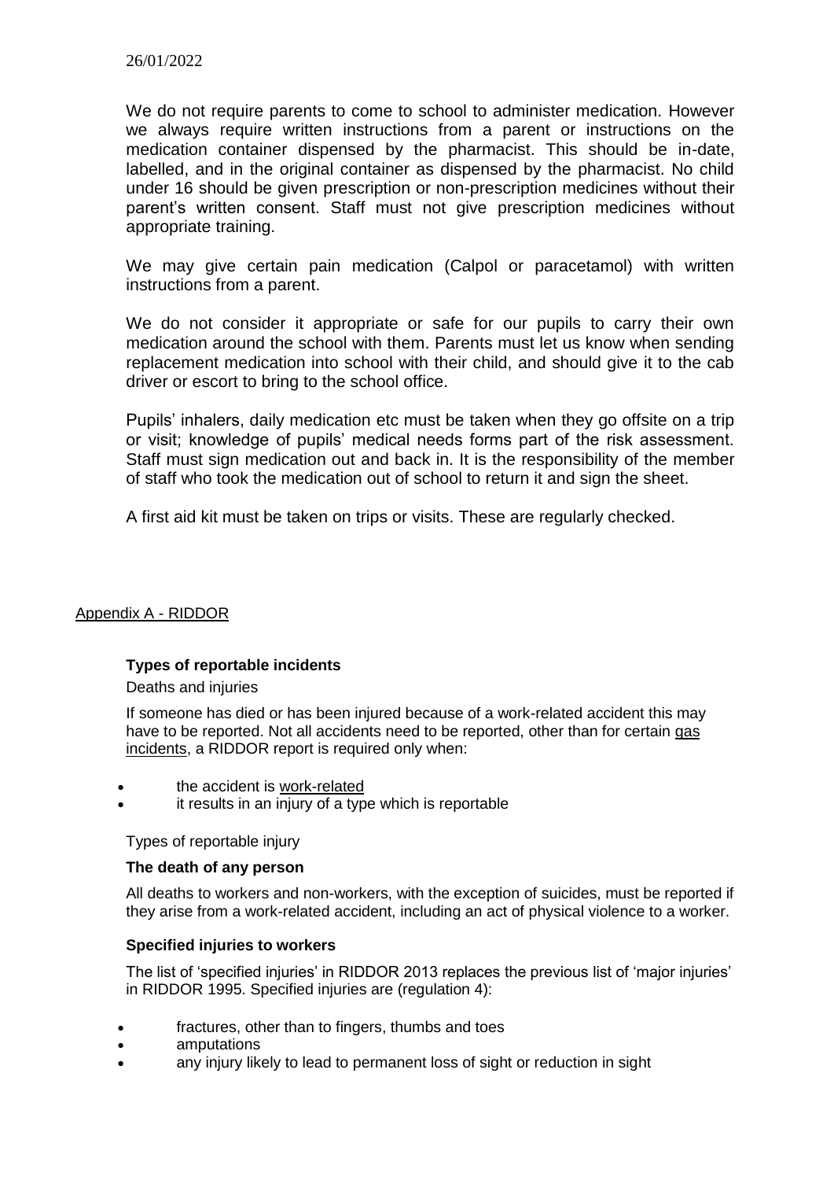We do not require parents to come to school to administer medication. However we always require written instructions from a parent or instructions on the medication container dispensed by the pharmacist. This should be in-date, labelled, and in the original container as dispensed by the pharmacist. No child under 16 should be given prescription or non-prescription medicines without their parent's written consent. Staff must not give prescription medicines without appropriate training.

We may give certain pain medication (Calpol or paracetamol) with written instructions from a parent.

We do not consider it appropriate or safe for our pupils to carry their own medication around the school with them. Parents must let us know when sending replacement medication into school with their child, and should give it to the cab driver or escort to bring to the school office.

Pupils' inhalers, daily medication etc must be taken when they go offsite on a trip or visit; knowledge of pupils' medical needs forms part of the risk assessment. Staff must sign medication out and back in. It is the responsibility of the member of staff who took the medication out of school to return it and sign the sheet.

A first aid kit must be taken on trips or visits. These are regularly checked.

## Appendix A - RIDDOR

### Types of reportable incidents

Deaths and injuries

If someone has died or has been injured because of a work-related accident this may have to be reported. Not all accidents need to be reported, other than for certain gas incidents, a RIDDOR report is required only when:

- the accident is work-related
- it results in an injury of a type which is reportable

Types of reportable injury

**The death of any person**

All deaths to workers and non-workers, with the exception of suicides, must be reported if they arise from a work-related accident, including an act of physical violence to a worker.

**Specified injuries to workers**

The list of 'specified injuries' in RIDDOR 2013 replaces the previous list of 'major injuries' in RIDDOR 1995. Specified injuries are (regulation 4):

- fractures, other than to fingers, thumbs and toes
- amputations
- any injury likely to lead to permanent loss of sight or reduction in sight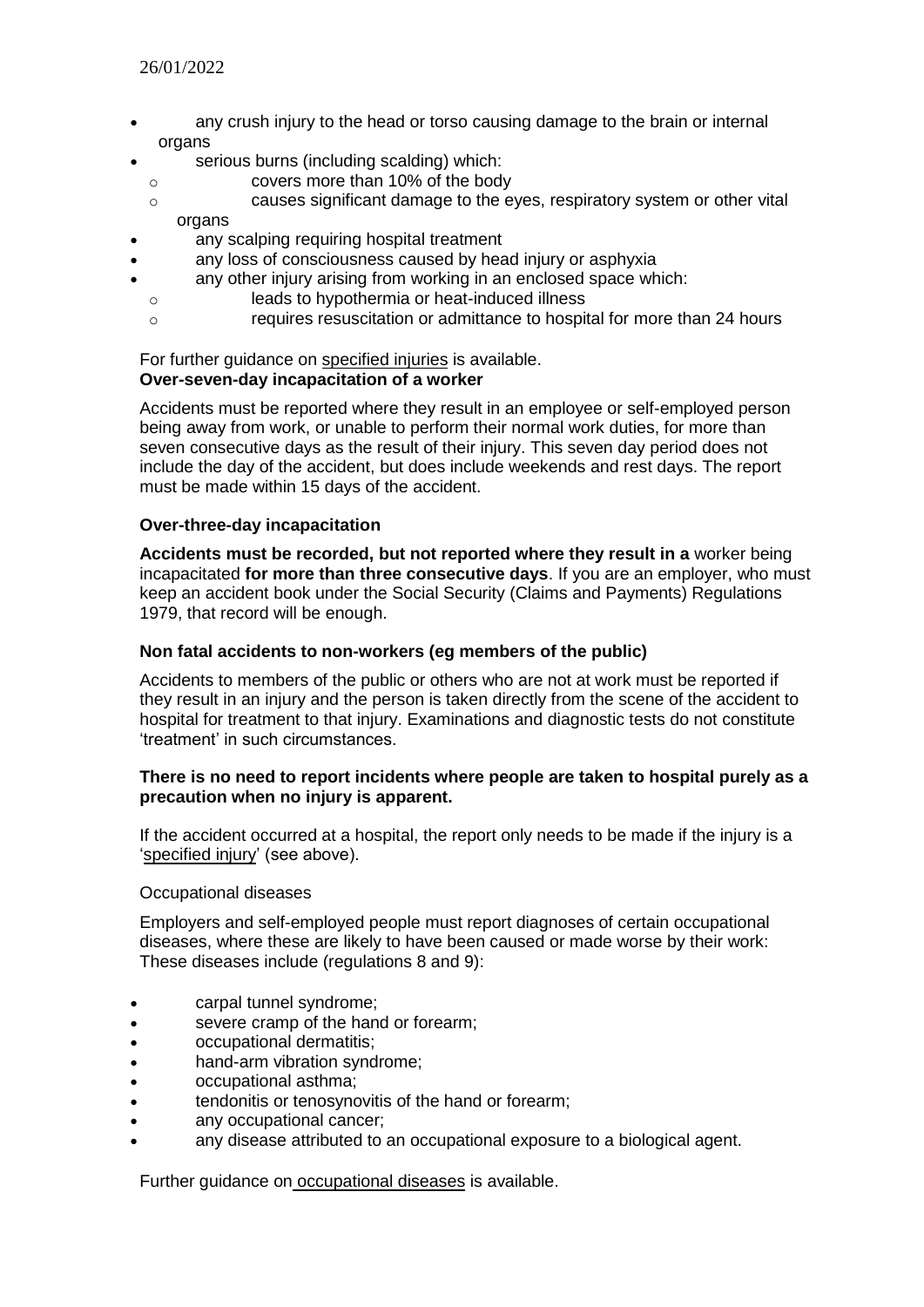- any crush injury to the head or torso causing damage to the brain or internal organs
- serious burns (including scalding) which:
  - covers more than 10% of the body
  - causes significant damage to the eyes, respiratory system or other vital organs
- any scalping requiring hospital treatment
- any loss of consciousness caused by head injury or asphyxia
- any other injury arising from working in an enclosed space which:
  - leads to hypothermia or heat-induced illness
  - requires resuscitation or admittance to hospital for more than 24 hours

For further guidance on specified injuries is available.

**Over-seven-day incapacitation of a worker**

Accidents must be reported where they result in an employee or self-employed person being away from work, or unable to perform their normal work duties, for more than seven consecutive days as the result of their injury. This seven day period does not include the day of the accident, but does include weekends and rest days. The report must be made within 15 days of the accident.

**Over-three-day incapacitation**

**Accidents must be recorded, but not reported where they result in a** worker being incapacitated **for more than three consecutive days**. If you are an employer, who must keep an accident book under the Social Security (Claims and Payments) Regulations 1979, that record will be enough.

**Non fatal accidents to non-workers (eg members of the public)**

Accidents to members of the public or others who are not at work must be reported if they result in an injury and the person is taken directly from the scene of the accident to hospital for treatment to that injury. Examinations and diagnostic tests do not constitute 'treatment' in such circumstances.

**There is no need to report incidents where people are taken to hospital purely as a precaution when no injury is apparent.**

If the accident occurred at a hospital, the report only needs to be made if the injury is a 'specified injury' (see above).

Occupational diseases

Employers and self-employed people must report diagnoses of certain occupational diseases, where these are likely to have been caused or made worse by their work: These diseases include (regulations 8 and 9):

- carpal tunnel syndrome;
- severe cramp of the hand or forearm;
- occupational dermatitis;
- hand-arm vibration syndrome;
- occupational asthma;
- tendonitis or tenosynovitis of the hand or forearm;
- any occupational cancer;
- any disease attributed to an occupational exposure to a biological agent.

Further guidance on occupational diseases is available.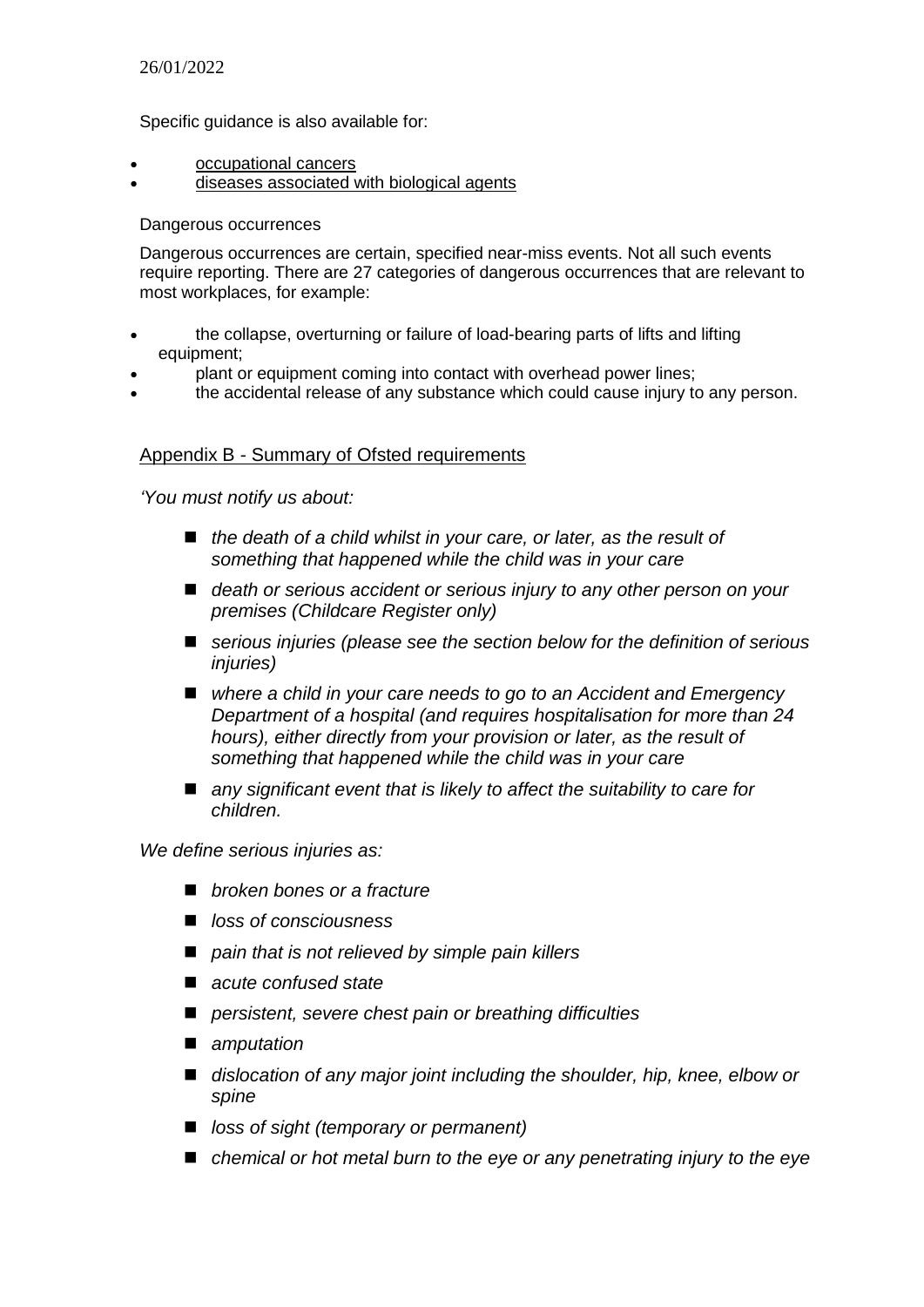26/01/2022

Specific guidance is also available for:

- occupational cancers
- diseases associated with biological agents

Dangerous occurrences

Dangerous occurrences are certain, specified near-miss events. Not all such events require reporting. There are 27 categories of dangerous occurrences that are relevant to most workplaces, for example:

- the collapse, overturning or failure of load-bearing parts of lifts and lifting equipment;
- plant or equipment coming into contact with overhead power lines;
- the accidental release of any substance which could cause injury to any person.

## Appendix B - Summary of Ofsted requirements

*'You must notify us about:*

- *the death of a child whilst in your care, or later, as the result of something that happened while the child was in your care*
- *death or serious accident or serious injury to any other person on your premises (Childcare Register only)*
- *serious injuries (please see the section below for the definition of serious injuries)*
- *where a child in your care needs to go to an Accident and Emergency Department of a hospital (and requires hospitalisation for more than 24 hours), either directly from your provision or later, as the result of something that happened while the child was in your care*
- *any significant event that is likely to affect the suitability to care for children.*

*We define serious injuries as:*

- *broken bones or a fracture*
- *loss of consciousness*
- *pain that is not relieved by simple pain killers*
- *acute confused state*
- *persistent, severe chest pain or breathing difficulties*
- *amputation*
- *dislocation of any major joint including the shoulder, hip, knee, elbow or spine*
- *loss of sight (temporary or permanent)*
- *chemical or hot metal burn to the eye or any penetrating injury to the eye*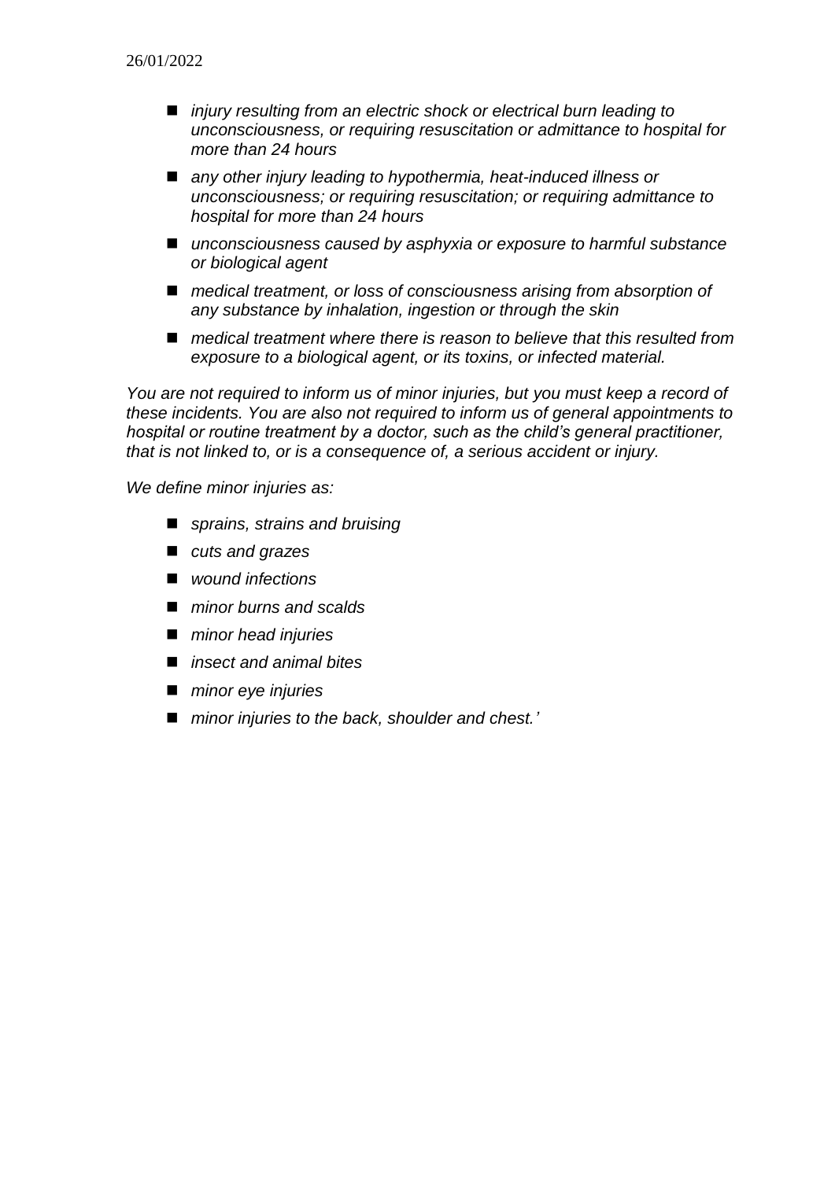- *injury resulting from an electric shock or electrical burn leading to unconsciousness, or requiring resuscitation or admittance to hospital for more than 24 hours*
- *any other injury leading to hypothermia, heat-induced illness or unconsciousness; or requiring resuscitation; or requiring admittance to hospital for more than 24 hours*
- *unconsciousness caused by asphyxia or exposure to harmful substance or biological agent*
- *medical treatment, or loss of consciousness arising from absorption of any substance by inhalation, ingestion or through the skin*
- *medical treatment where there is reason to believe that this resulted from exposure to a biological agent, or its toxins, or infected material.*

*You are not required to inform us of minor injuries, but you must keep a record of these incidents. You are also not required to inform us of general appointments to hospital or routine treatment by a doctor, such as the child's general practitioner, that is not linked to, or is a consequence of, a serious accident or injury.*

*We define minor injuries as:*

- *sprains, strains and bruising*
- *cuts and grazes*
- *wound infections*
- *minor burns and scalds*
- *minor head injuries*
- *insect and animal bites*
- *minor eye injuries*
- *minor injuries to the back, shoulder and chest.'*